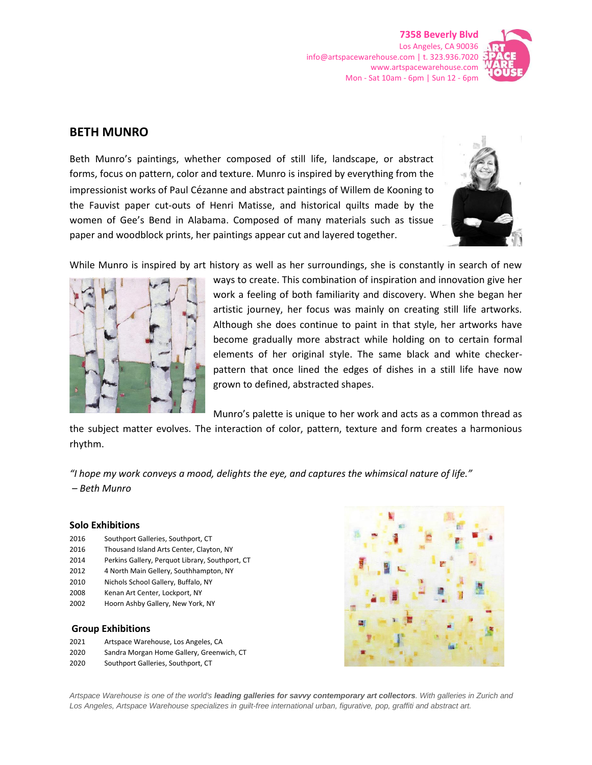7358 Beverly Blvd
Los Angeles, CA 90036
info@artspacewarehouse.com | t. 323.936.7020
www.artspacewarehouse.com
Mon - Sat 10am - 6pm | Sun 12 - 6pm

## BETH MUNRO

Beth Munro's paintings, whether composed of still life, landscape, or abstract forms, focus on pattern, color and texture. Munro is inspired by everything from the impressionist works of Paul Cézanne and abstract paintings of Willem de Kooning to the Fauvist paper cut-outs of Henri Matisse, and historical quilts made by the women of Gee's Bend in Alabama. Composed of many materials such as tissue paper and woodblock prints, her paintings appear cut and layered together.

While Munro is inspired by art history as well as her surroundings, she is constantly in search of new ways to create. This combination of inspiration and innovation give her work a feeling of both familiarity and discovery. When she began her artistic journey, her focus was mainly on creating still life artworks. Although she does continue to paint in that style, her artworks have become gradually more abstract while holding on to certain formal elements of her original style. The same black and white checker-pattern that once lined the edges of dishes in a still life have now grown to defined, abstracted shapes.

Munro's palette is unique to her work and acts as a common thread as the subject matter evolves. The interaction of color, pattern, texture and form creates a harmonious rhythm.

*"I hope my work conveys a mood, delights the eye, and captures the whimsical nature of life."*
*– Beth Munro*

### Solo Exhibitions

| | |
|---|---|
| 2016 | Southport Galleries, Southport, CT |
| 2016 | Thousand Island Arts Center, Clayton, NY |
| 2014 | Perkins Gallery, Perquot Library, Southport, CT |
| 2012 | 4 North Main Gellery, Southhampton, NY |
| 2010 | Nichols School Gallery, Buffalo, NY |
| 2008 | Kenan Art Center, Lockport, NY |
| 2002 | Hoorn Ashby Gallery, New York, NY |

### Group Exhibitions

| | |
|---|---|
| 2021 | Artspace Warehouse, Los Angeles, CA |
| 2020 | Sandra Morgan Home Gallery, Greenwich, CT |
| 2020 | Southport Galleries, Southport, CT |

*Artspace Warehouse is one of the world's **leading galleries for savvy contemporary art collectors**. With galleries in Zurich and Los Angeles, Artspace Warehouse specializes in guilt-free international urban, figurative, pop, graffiti and abstract art.*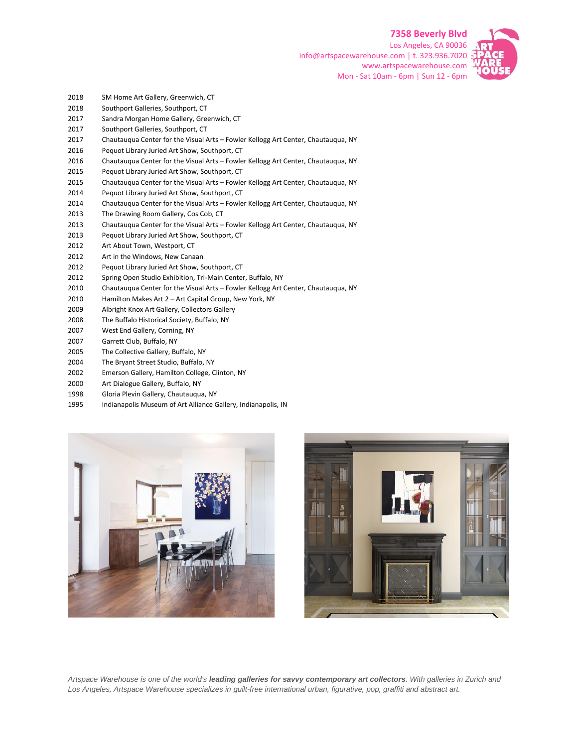7358 Beverly Blvd
Los Angeles, CA 90036
info@artspacewarehouse.com | t. 323.936.7020
www.artspacewarehouse.com
Mon - Sat 10am - 6pm | Sun 12 - 6pm

| | |
|---|---|
| 2018 | SM Home Art Gallery, Greenwich, CT |
| 2018 | Southport Galleries, Southport, CT |
| 2017 | Sandra Morgan Home Gallery, Greenwich, CT |
| 2017 | Southport Galleries, Southport, CT |
| 2017 | Chautauqua Center for the Visual Arts – Fowler Kellogg Art Center, Chautauqua, NY |
| 2016 | Pequot Library Juried Art Show, Southport, CT |
| 2016 | Chautauqua Center for the Visual Arts – Fowler Kellogg Art Center, Chautauqua, NY |
| 2015 | Pequot Library Juried Art Show, Southport, CT |
| 2015 | Chautauqua Center for the Visual Arts – Fowler Kellogg Art Center, Chautauqua, NY |
| 2014 | Pequot Library Juried Art Show, Southport, CT |
| 2014 | Chautauqua Center for the Visual Arts – Fowler Kellogg Art Center, Chautauqua, NY |
| 2013 | The Drawing Room Gallery, Cos Cob, CT |
| 2013 | Chautauqua Center for the Visual Arts – Fowler Kellogg Art Center, Chautauqua, NY |
| 2013 | Pequot Library Juried Art Show, Southport, CT |
| 2012 | Art About Town, Westport, CT |
| 2012 | Art in the Windows, New Canaan |
| 2012 | Pequot Library Juried Art Show, Southport, CT |
| 2012 | Spring Open Studio Exhibition, Tri-Main Center, Buffalo, NY |
| 2010 | Chautauqua Center for the Visual Arts – Fowler Kellogg Art Center, Chautauqua, NY |
| 2010 | Hamilton Makes Art 2 – Art Capital Group, New York, NY |
| 2009 | Albright Knox Art Gallery, Collectors Gallery |
| 2008 | The Buffalo Historical Society, Buffalo, NY |
| 2007 | West End Gallery, Corning, NY |
| 2007 | Garrett Club, Buffalo, NY |
| 2005 | The Collective Gallery, Buffalo, NY |
| 2004 | The Bryant Street Studio, Buffalo, NY |
| 2002 | Emerson Gallery, Hamilton College, Clinton, NY |
| 2000 | Art Dialogue Gallery, Buffalo, NY |
| 1998 | Gloria Plevin Gallery, Chautauqua, NY |
| 1995 | Indianapolis Museum of Art Alliance Gallery, Indianapolis, IN |

*Artspace Warehouse is one of the world's **leading galleries for savvy contemporary art collectors**. With galleries in Zurich and Los Angeles, Artspace Warehouse specializes in guilt-free international urban, figurative, pop, graffiti and abstract art.*